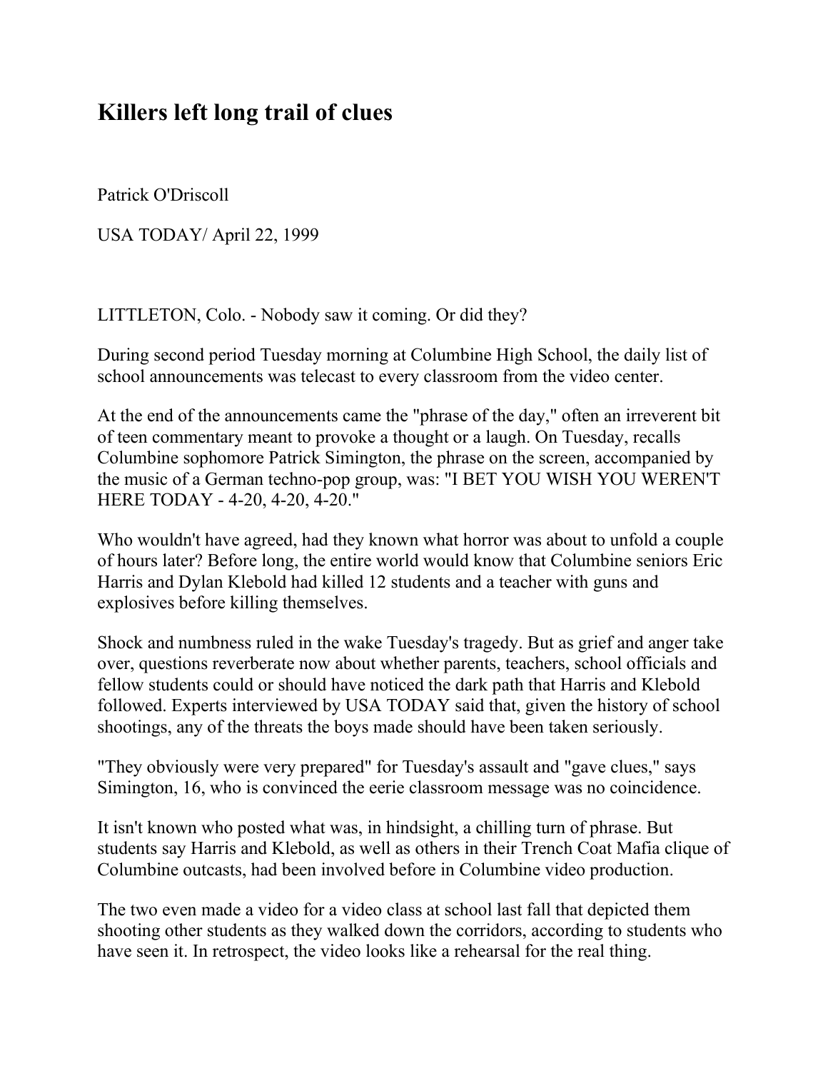# Killers left long trail of clues

Patrick O'Driscoll

USA TODAY/ April 22, 1999

LITTLETON, Colo. - Nobody saw it coming. Or did they?

During second period Tuesday morning at Columbine High School, the daily list of school announcements was telecast to every classroom from the video center.

At the end of the announcements came the "phrase of the day," often an irreverent bit of teen commentary meant to provoke a thought or a laugh. On Tuesday, recalls Columbine sophomore Patrick Simington, the phrase on the screen, accompanied by the music of a German techno-pop group, was: "I BET YOU WISH YOU WEREN'T HERE TODAY - 4-20, 4-20, 4-20."

Who wouldn't have agreed, had they known what horror was about to unfold a couple of hours later? Before long, the entire world would know that Columbine seniors Eric Harris and Dylan Klebold had killed 12 students and a teacher with guns and explosives before killing themselves.

Shock and numbness ruled in the wake Tuesday's tragedy. But as grief and anger take over, questions reverberate now about whether parents, teachers, school officials and fellow students could or should have noticed the dark path that Harris and Klebold followed. Experts interviewed by USA TODAY said that, given the history of school shootings, any of the threats the boys made should have been taken seriously.

"They obviously were very prepared" for Tuesday's assault and "gave clues," says Simington, 16, who is convinced the eerie classroom message was no coincidence.

It isn't known who posted what was, in hindsight, a chilling turn of phrase. But students say Harris and Klebold, as well as others in their Trench Coat Mafia clique of Columbine outcasts, had been involved before in Columbine video production.

The two even made a video for a video class at school last fall that depicted them shooting other students as they walked down the corridors, according to students who have seen it. In retrospect, the video looks like a rehearsal for the real thing.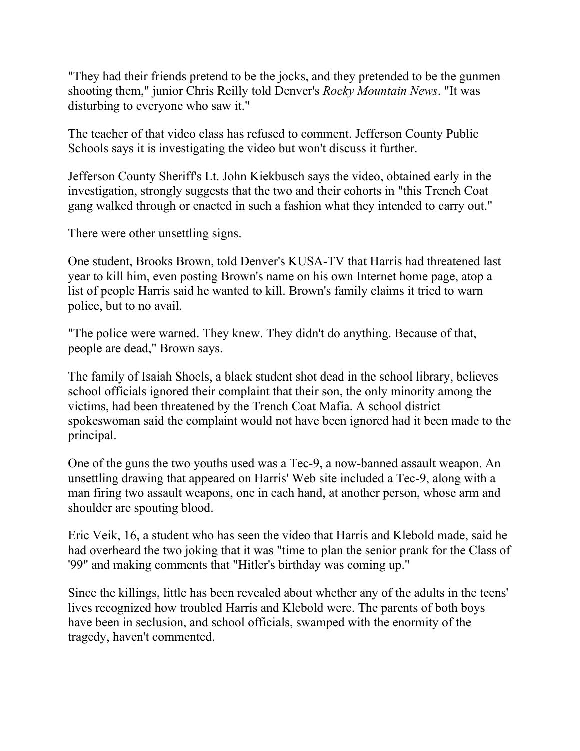"They had their friends pretend to be the jocks, and they pretended to be the gunmen shooting them," junior Chris Reilly told Denver's *Rocky Mountain News*. "It was disturbing to everyone who saw it."

The teacher of that video class has refused to comment. Jefferson County Public Schools says it is investigating the video but won't discuss it further.

Jefferson County Sheriff's Lt. John Kiekbusch says the video, obtained early in the investigation, strongly suggests that the two and their cohorts in "this Trench Coat gang walked through or enacted in such a fashion what they intended to carry out."

There were other unsettling signs.

One student, Brooks Brown, told Denver's KUSA-TV that Harris had threatened last year to kill him, even posting Brown's name on his own Internet home page, atop a list of people Harris said he wanted to kill. Brown's family claims it tried to warn police, but to no avail.

"The police were warned. They knew. They didn't do anything. Because of that, people are dead," Brown says.

The family of Isaiah Shoels, a black student shot dead in the school library, believes school officials ignored their complaint that their son, the only minority among the victims, had been threatened by the Trench Coat Mafia. A school district spokeswoman said the complaint would not have been ignored had it been made to the principal.

One of the guns the two youths used was a Tec-9, a now-banned assault weapon. An unsettling drawing that appeared on Harris' Web site included a Tec-9, along with a man firing two assault weapons, one in each hand, at another person, whose arm and shoulder are spouting blood.

Eric Veik, 16, a student who has seen the video that Harris and Klebold made, said he had overheard the two joking that it was "time to plan the senior prank for the Class of '99" and making comments that "Hitler's birthday was coming up."

Since the killings, little has been revealed about whether any of the adults in the teens' lives recognized how troubled Harris and Klebold were. The parents of both boys have been in seclusion, and school officials, swamped with the enormity of the tragedy, haven't commented.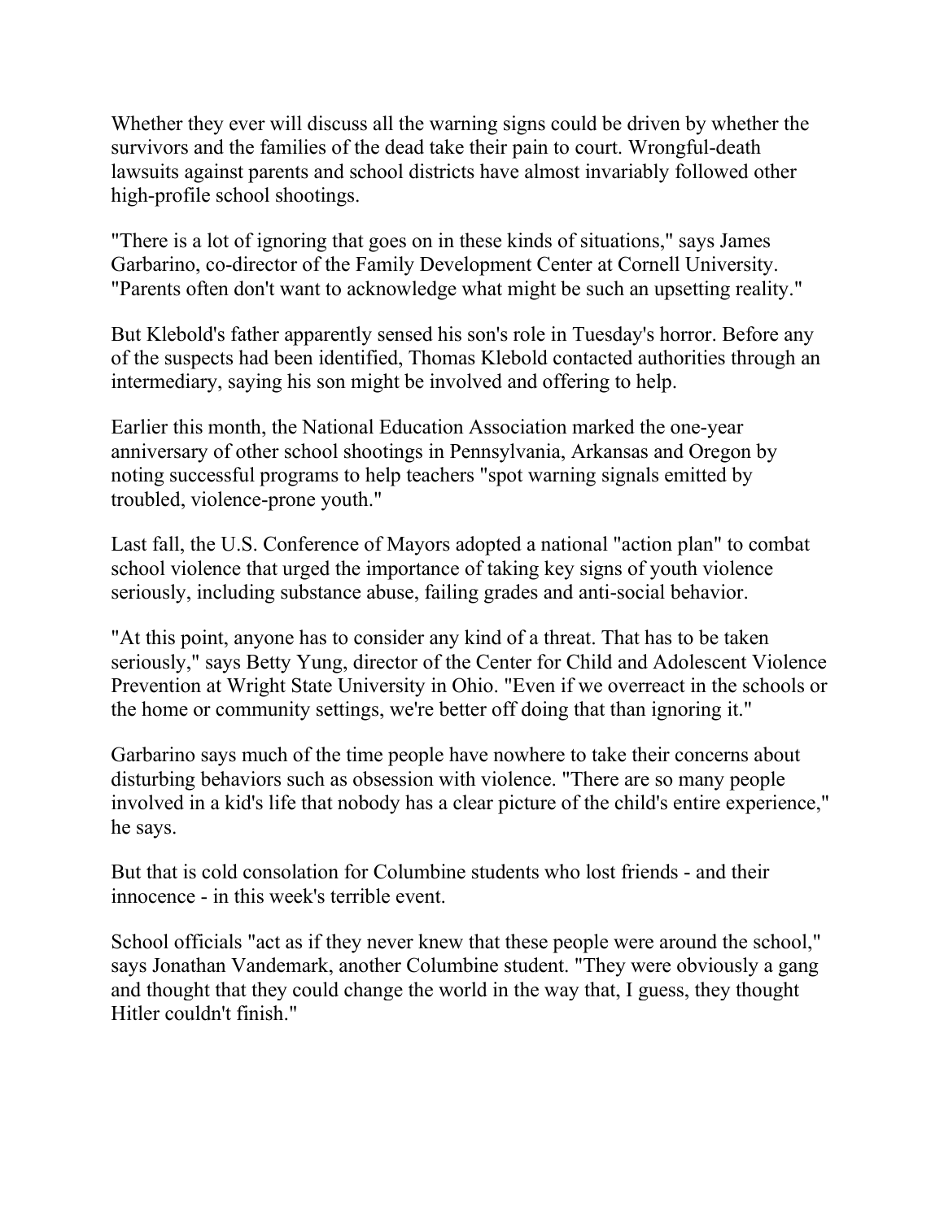Whether they ever will discuss all the warning signs could be driven by whether the survivors and the families of the dead take their pain to court. Wrongful-death lawsuits against parents and school districts have almost invariably followed other high-profile school shootings.

"There is a lot of ignoring that goes on in these kinds of situations," says James Garbarino, co-director of the Family Development Center at Cornell University. "Parents often don't want to acknowledge what might be such an upsetting reality."

But Klebold's father apparently sensed his son's role in Tuesday's horror. Before any of the suspects had been identified, Thomas Klebold contacted authorities through an intermediary, saying his son might be involved and offering to help.

Earlier this month, the National Education Association marked the one-year anniversary of other school shootings in Pennsylvania, Arkansas and Oregon by noting successful programs to help teachers "spot warning signals emitted by troubled, violence-prone youth."

Last fall, the U.S. Conference of Mayors adopted a national "action plan" to combat school violence that urged the importance of taking key signs of youth violence seriously, including substance abuse, failing grades and anti-social behavior.

"At this point, anyone has to consider any kind of a threat. That has to be taken seriously," says Betty Yung, director of the Center for Child and Adolescent Violence Prevention at Wright State University in Ohio. "Even if we overreact in the schools or the home or community settings, we're better off doing that than ignoring it."

Garbarino says much of the time people have nowhere to take their concerns about disturbing behaviors such as obsession with violence. "There are so many people involved in a kid's life that nobody has a clear picture of the child's entire experience," he says.

But that is cold consolation for Columbine students who lost friends - and their innocence - in this week's terrible event.

School officials "act as if they never knew that these people were around the school," says Jonathan Vandemark, another Columbine student. "They were obviously a gang and thought that they could change the world in the way that, I guess, they thought Hitler couldn't finish."